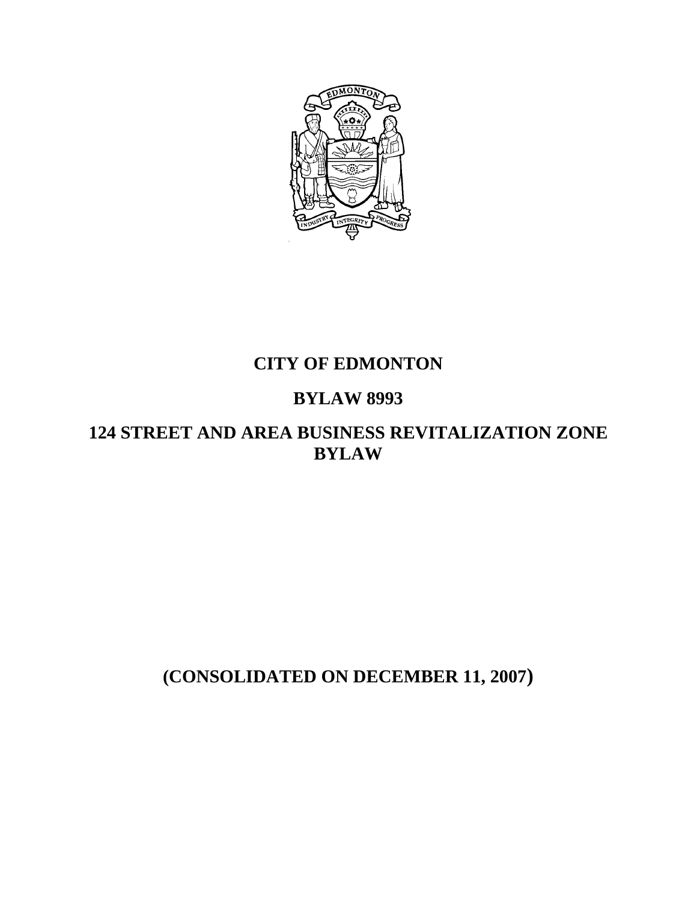# CITY OF EDMONTON

# BYLAW 8993

# 124 STREET AND AREA BUSINESS REVITALIZATION ZONE BYLAW

**(CONSOLIDATED ON DECEMBER 11, 2007)**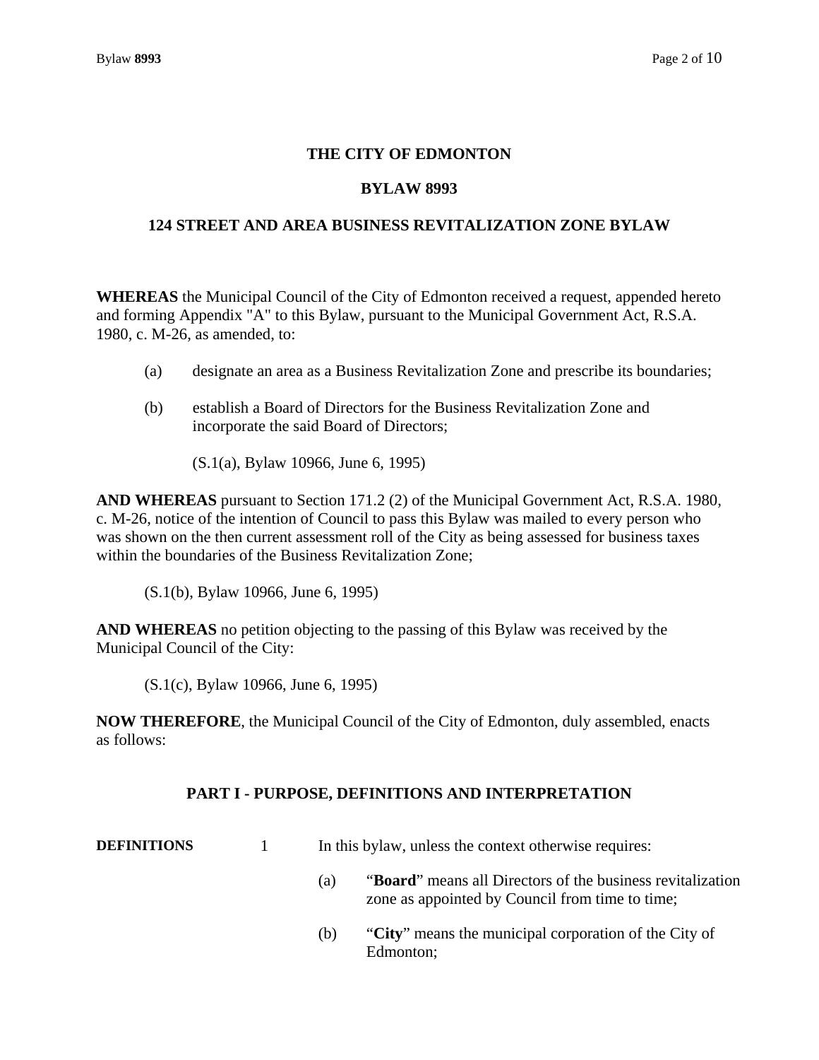# THE CITY OF EDMONTON

## BYLAW 8993

## 124 STREET AND AREA BUSINESS REVITALIZATION ZONE BYLAW

**WHEREAS** the Municipal Council of the City of Edmonton received a request, appended hereto and forming Appendix "A" to this Bylaw, pursuant to the Municipal Government Act, R.S.A. 1980, c. M-26, as amended, to:

(a) designate an area as a Business Revitalization Zone and prescribe its boundaries;

(b) establish a Board of Directors for the Business Revitalization Zone and incorporate the said Board of Directors;

(S.1(a), Bylaw 10966, June 6, 1995)

**AND WHEREAS** pursuant to Section 171.2 (2) of the Municipal Government Act, R.S.A. 1980, c. M-26, notice of the intention of Council to pass this Bylaw was mailed to every person who was shown on the then current assessment roll of the City as being assessed for business taxes within the boundaries of the Business Revitalization Zone;

(S.1(b), Bylaw 10966, June 6, 1995)

**AND WHEREAS** no petition objecting to the passing of this Bylaw was received by the Municipal Council of the City:

(S.1(c), Bylaw 10966, June 6, 1995)

**NOW THEREFORE**, the Municipal Council of the City of Edmonton, duly assembled, enacts as follows:

## PART I - PURPOSE, DEFINITIONS AND INTERPRETATION

**DEFINITIONS** 1 In this bylaw, unless the context otherwise requires:

(a) "**Board**" means all Directors of the business revitalization zone as appointed by Council from time to time;

(b) "**City**" means the municipal corporation of the City of Edmonton;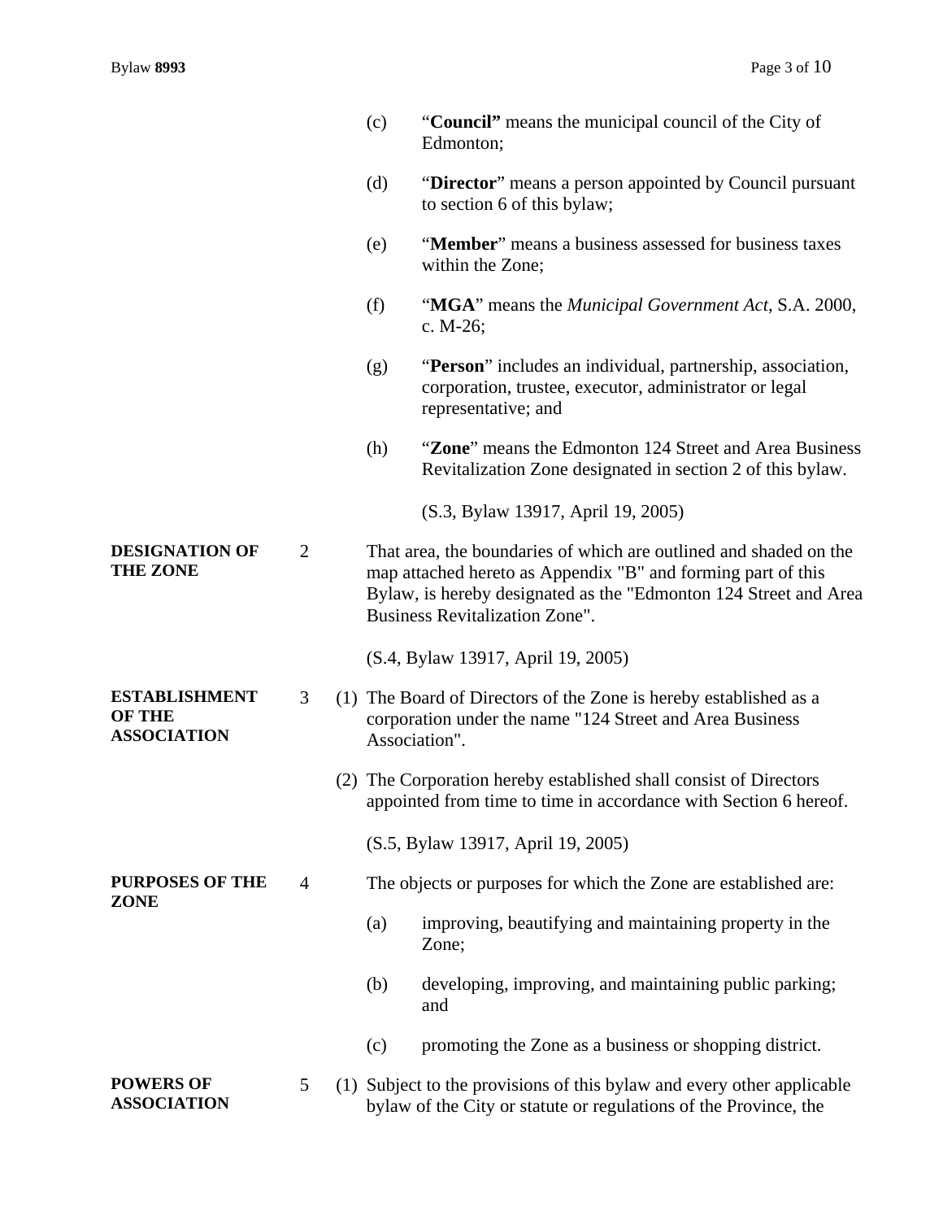(c) "**Council**" means the municipal council of the City of Edmonton;

(d) "**Director**" means a person appointed by Council pursuant to section 6 of this bylaw;

(e) "**Member**" means a business assessed for business taxes within the Zone;

(f) "**MGA**" means the *Municipal Government Act*, S.A. 2000, c. M-26;

(g) "**Person**" includes an individual, partnership, association, corporation, trustee, executor, administrator or legal representative; and

(h) "**Zone**" means the Edmonton 124 Street and Area Business Revitalization Zone designated in section 2 of this bylaw.

(S.3, Bylaw 13917, April 19, 2005)

**DESIGNATION OF THE ZONE**

2 That area, the boundaries of which are outlined and shaded on the map attached hereto as Appendix "B" and forming part of this Bylaw, is hereby designated as the "Edmonton 124 Street and Area Business Revitalization Zone".

(S.4, Bylaw 13917, April 19, 2005)

**ESTABLISHMENT OF THE ASSOCIATION**

3 (1) The Board of Directors of the Zone is hereby established as a corporation under the name "124 Street and Area Business Association".

(2) The Corporation hereby established shall consist of Directors appointed from time to time in accordance with Section 6 hereof.

(S.5, Bylaw 13917, April 19, 2005)

**PURPOSES OF THE ZONE**

4 The objects or purposes for which the Zone are established are:

(a) improving, beautifying and maintaining property in the Zone;

(b) developing, improving, and maintaining public parking; and

(c) promoting the Zone as a business or shopping district.

**POWERS OF ASSOCIATION**

5 (1) Subject to the provisions of this bylaw and every other applicable bylaw of the City or statute or regulations of the Province, the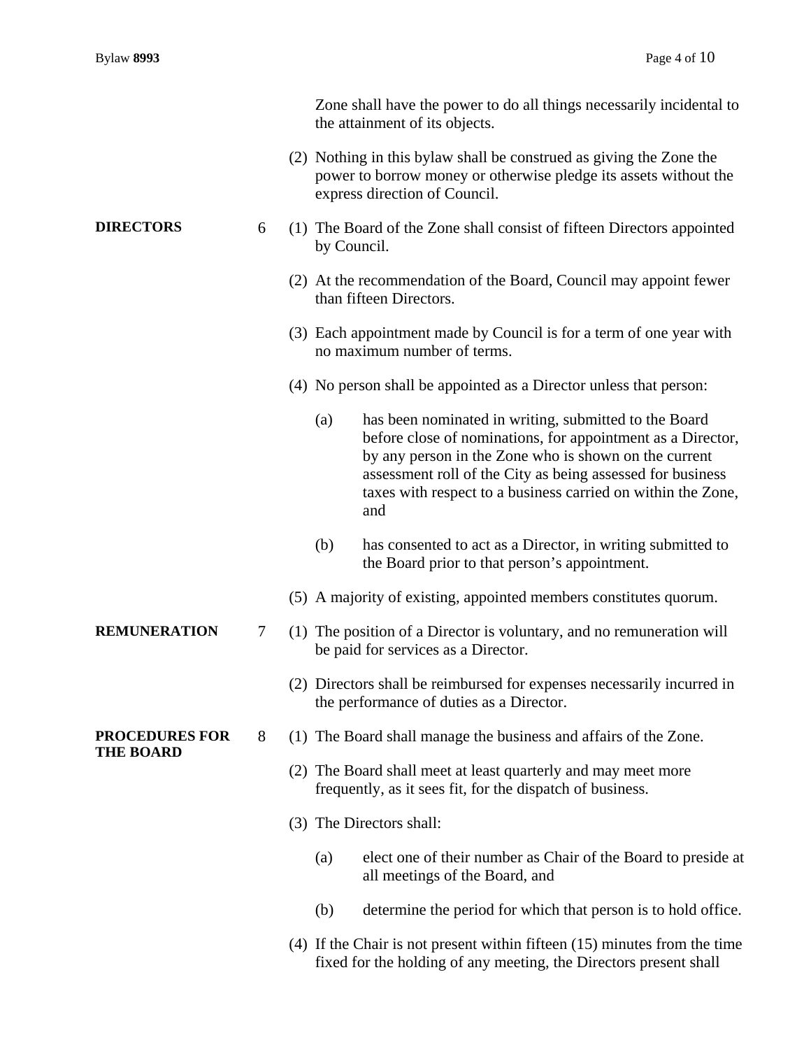Zone shall have the power to do all things necessarily incidental to the attainment of its objects.

(2) Nothing in this bylaw shall be construed as giving the Zone the power to borrow money or otherwise pledge its assets without the express direction of Council.

**DIRECTORS**

6 (1) The Board of the Zone shall consist of fifteen Directors appointed by Council.

(2) At the recommendation of the Board, Council may appoint fewer than fifteen Directors.

(3) Each appointment made by Council is for a term of one year with no maximum number of terms.

(4) No person shall be appointed as a Director unless that person:

(a) has been nominated in writing, submitted to the Board before close of nominations, for appointment as a Director, by any person in the Zone who is shown on the current assessment roll of the City as being assessed for business taxes with respect to a business carried on within the Zone, and

(b) has consented to act as a Director, in writing submitted to the Board prior to that person's appointment.

(5) A majority of existing, appointed members constitutes quorum.

**REMUNERATION**

7 (1) The position of a Director is voluntary, and no remuneration will be paid for services as a Director.

(2) Directors shall be reimbursed for expenses necessarily incurred in the performance of duties as a Director.

**PROCEDURES FOR THE BOARD**

8 (1) The Board shall manage the business and affairs of the Zone.

(2) The Board shall meet at least quarterly and may meet more frequently, as it sees fit, for the dispatch of business.

(3) The Directors shall:

(a) elect one of their number as Chair of the Board to preside at all meetings of the Board, and

(b) determine the period for which that person is to hold office.

(4) If the Chair is not present within fifteen (15) minutes from the time fixed for the holding of any meeting, the Directors present shall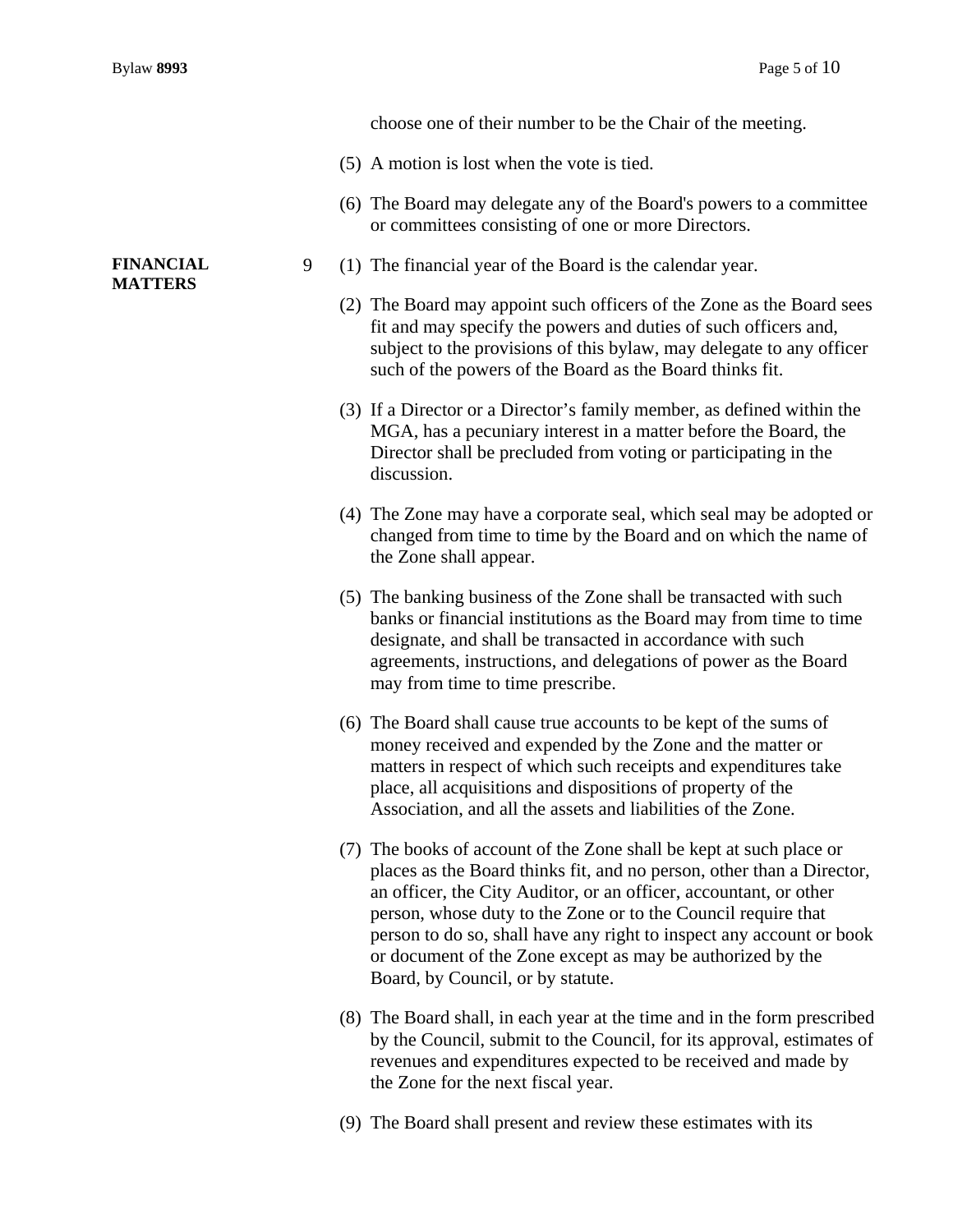choose one of their number to be the Chair of the meeting.

(5) A motion is lost when the vote is tied.

(6) The Board may delegate any of the Board's powers to a committee or committees consisting of one or more Directors.

**FINANCIAL MATTERS**

9 (1) The financial year of the Board is the calendar year.

(2) The Board may appoint such officers of the Zone as the Board sees fit and may specify the powers and duties of such officers and, subject to the provisions of this bylaw, may delegate to any officer such of the powers of the Board as the Board thinks fit.

(3) If a Director or a Director's family member, as defined within the MGA, has a pecuniary interest in a matter before the Board, the Director shall be precluded from voting or participating in the discussion.

(4) The Zone may have a corporate seal, which seal may be adopted or changed from time to time by the Board and on which the name of the Zone shall appear.

(5) The banking business of the Zone shall be transacted with such banks or financial institutions as the Board may from time to time designate, and shall be transacted in accordance with such agreements, instructions, and delegations of power as the Board may from time to time prescribe.

(6) The Board shall cause true accounts to be kept of the sums of money received and expended by the Zone and the matter or matters in respect of which such receipts and expenditures take place, all acquisitions and dispositions of property of the Association, and all the assets and liabilities of the Zone.

(7) The books of account of the Zone shall be kept at such place or places as the Board thinks fit, and no person, other than a Director, an officer, the City Auditor, or an officer, accountant, or other person, whose duty to the Zone or to the Council require that person to do so, shall have any right to inspect any account or book or document of the Zone except as may be authorized by the Board, by Council, or by statute.

(8) The Board shall, in each year at the time and in the form prescribed by the Council, submit to the Council, for its approval, estimates of revenues and expenditures expected to be received and made by the Zone for the next fiscal year.

(9) The Board shall present and review these estimates with its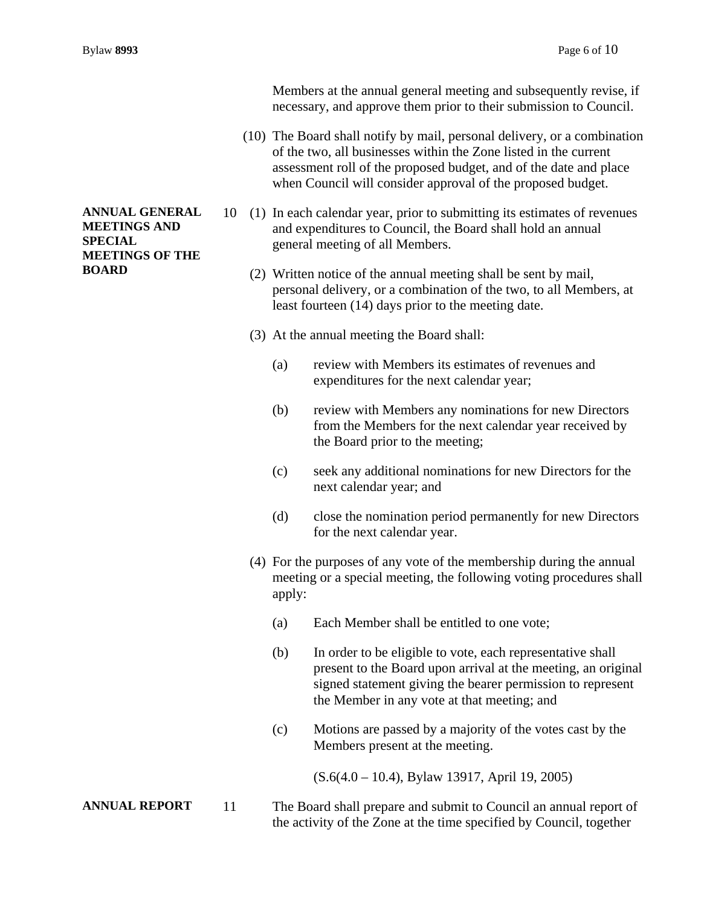Members at the annual general meeting and subsequently revise, if necessary, and approve them prior to their submission to Council.

(10) The Board shall notify by mail, personal delivery, or a combination of the two, all businesses within the Zone listed in the current assessment roll of the proposed budget, and of the date and place when Council will consider approval of the proposed budget.

**ANNUAL GENERAL MEETINGS AND SPECIAL MEETINGS OF THE BOARD**

10 (1) In each calendar year, prior to submitting its estimates of revenues and expenditures to Council, the Board shall hold an annual general meeting of all Members.

(2) Written notice of the annual meeting shall be sent by mail, personal delivery, or a combination of the two, to all Members, at least fourteen (14) days prior to the meeting date.

(3) At the annual meeting the Board shall:

(a) review with Members its estimates of revenues and expenditures for the next calendar year;

(b) review with Members any nominations for new Directors from the Members for the next calendar year received by the Board prior to the meeting;

(c) seek any additional nominations for new Directors for the next calendar year; and

(d) close the nomination period permanently for new Directors for the next calendar year.

(4) For the purposes of any vote of the membership during the annual meeting or a special meeting, the following voting procedures shall apply:

(a) Each Member shall be entitled to one vote;

(b) In order to be eligible to vote, each representative shall present to the Board upon arrival at the meeting, an original signed statement giving the bearer permission to represent the Member in any vote at that meeting; and

(c) Motions are passed by a majority of the votes cast by the Members present at the meeting.

(S.6(4.0 – 10.4), Bylaw 13917, April 19, 2005)

**ANNUAL REPORT**

11 The Board shall prepare and submit to Council an annual report of the activity of the Zone at the time specified by Council, together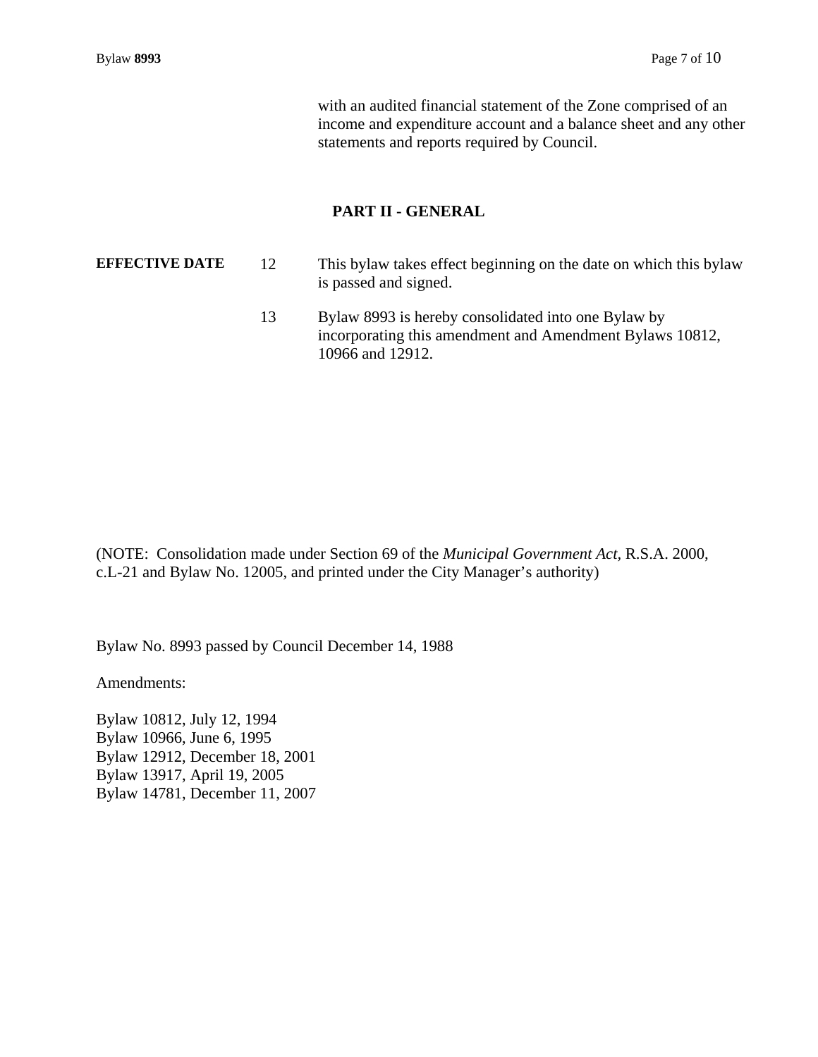with an audited financial statement of the Zone comprised of an income and expenditure account and a balance sheet and any other statements and reports required by Council.

## PART II - GENERAL

**EFFECTIVE DATE**

12 This bylaw takes effect beginning on the date on which this bylaw is passed and signed.

13 Bylaw 8993 is hereby consolidated into one Bylaw by incorporating this amendment and Amendment Bylaws 10812, 10966 and 12912.

(NOTE: Consolidation made under Section 69 of the *Municipal Government Act*, R.S.A. 2000, c.L-21 and Bylaw No. 12005, and printed under the City Manager's authority)

Bylaw No. 8993 passed by Council December 14, 1988

Amendments:

Bylaw 10812, July 12, 1994
Bylaw 10966, June 6, 1995
Bylaw 12912, December 18, 2001
Bylaw 13917, April 19, 2005
Bylaw 14781, December 11, 2007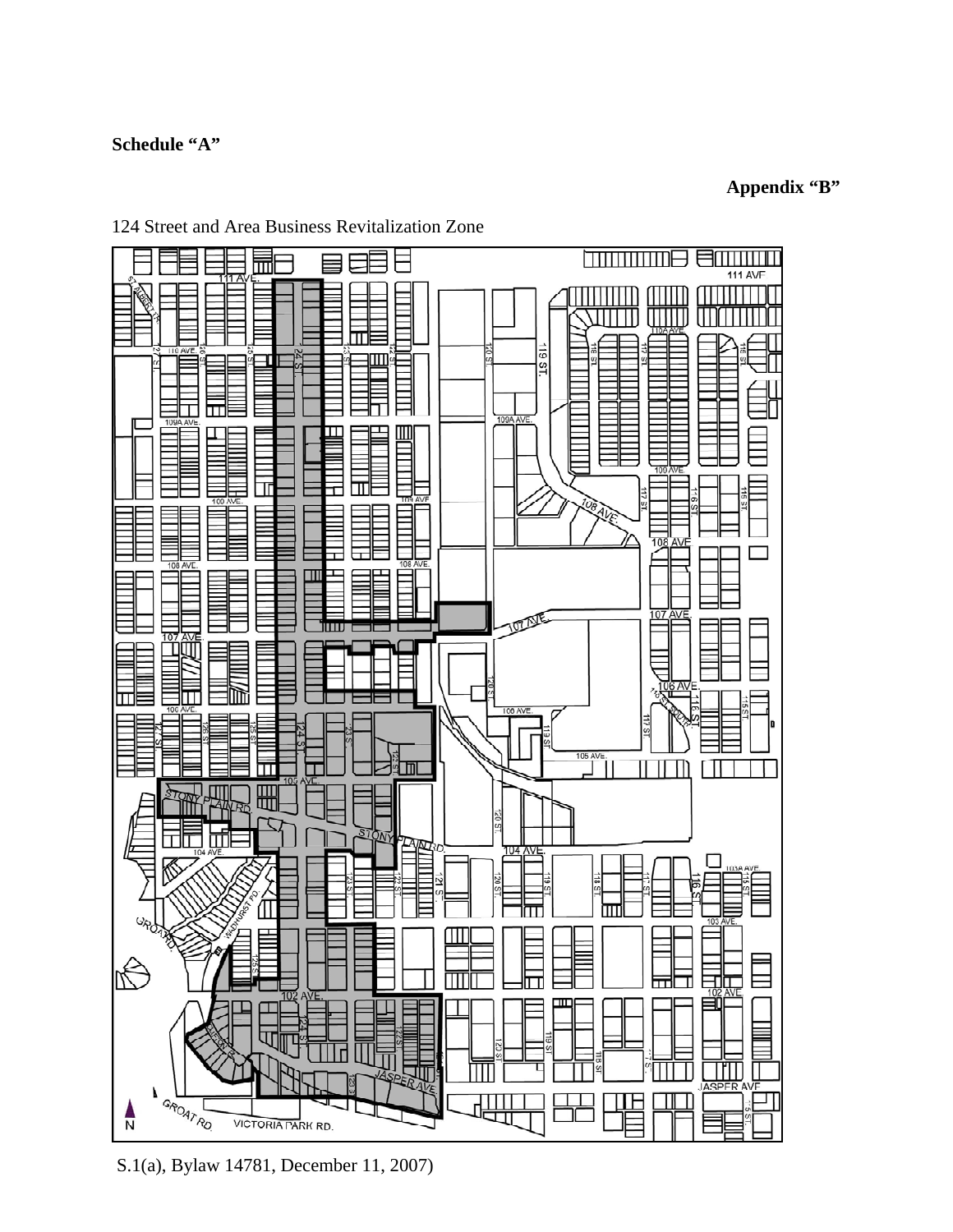**Schedule "A"**

**Appendix "B"**

124 Street and Area Business Revitalization Zone

S.1(a), Bylaw 14781, December 11, 2007)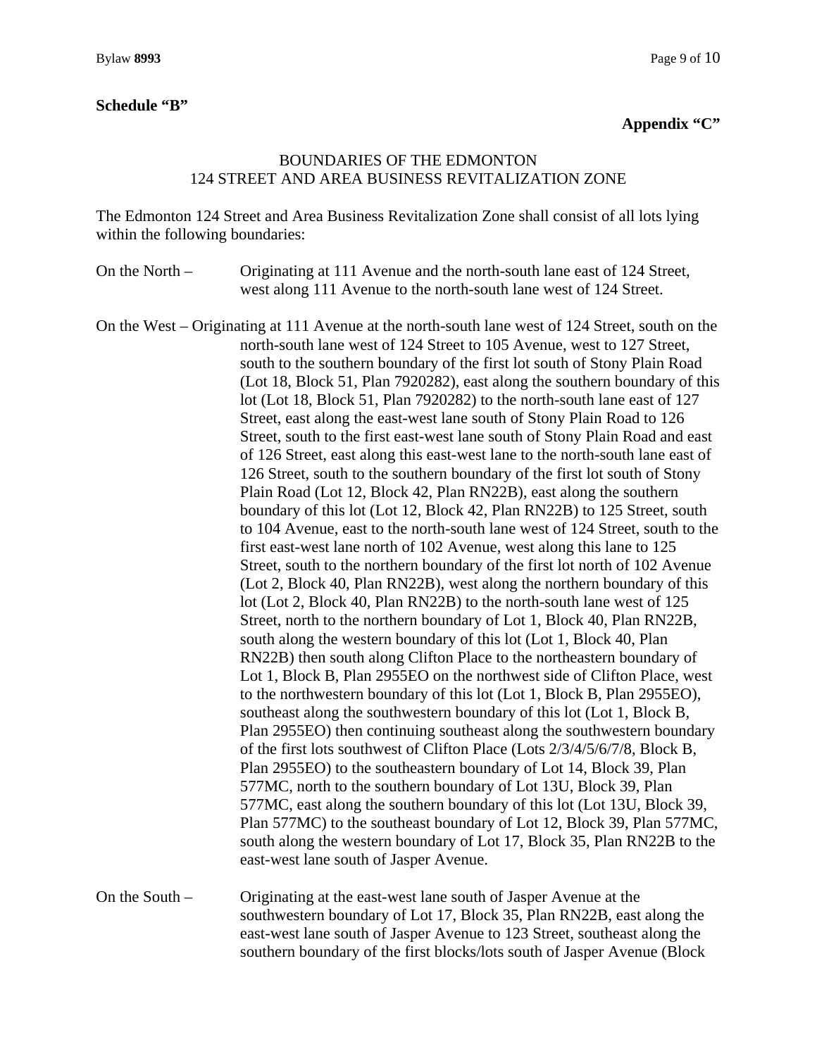**Schedule "B"**

**Appendix "C"**

BOUNDARIES OF THE EDMONTON
124 STREET AND AREA BUSINESS REVITALIZATION ZONE

The Edmonton 124 Street and Area Business Revitalization Zone shall consist of all lots lying within the following boundaries:

On the North – Originating at 111 Avenue and the north-south lane east of 124 Street, west along 111 Avenue to the north-south lane west of 124 Street.

On the West – Originating at 111 Avenue at the north-south lane west of 124 Street, south on the north-south lane west of 124 Street to 105 Avenue, west to 127 Street, south to the southern boundary of the first lot south of Stony Plain Road (Lot 18, Block 51, Plan 7920282), east along the southern boundary of this lot (Lot 18, Block 51, Plan 7920282) to the north-south lane east of 127 Street, east along the east-west lane south of Stony Plain Road to 126 Street, south to the first east-west lane south of Stony Plain Road and east of 126 Street, east along this east-west lane to the north-south lane east of 126 Street, south to the southern boundary of the first lot south of Stony Plain Road (Lot 12, Block 42, Plan RN22B), east along the southern boundary of this lot (Lot 12, Block 42, Plan RN22B) to 125 Street, south to 104 Avenue, east to the north-south lane west of 124 Street, south to the first east-west lane north of 102 Avenue, west along this lane to 125 Street, south to the northern boundary of the first lot north of 102 Avenue (Lot 2, Block 40, Plan RN22B), west along the northern boundary of this lot (Lot 2, Block 40, Plan RN22B) to the north-south lane west of 125 Street, north to the northern boundary of Lot 1, Block 40, Plan RN22B, south along the western boundary of this lot (Lot 1, Block 40, Plan RN22B) then south along Clifton Place to the northeastern boundary of Lot 1, Block B, Plan 2955EO on the northwest side of Clifton Place, west to the northwestern boundary of this lot (Lot 1, Block B, Plan 2955EO), southeast along the southwestern boundary of this lot (Lot 1, Block B, Plan 2955EO) then continuing southeast along the southwestern boundary of the first lots southwest of Clifton Place (Lots 2/3/4/5/6/7/8, Block B, Plan 2955EO) to the southeastern boundary of Lot 14, Block 39, Plan 577MC, north to the southern boundary of Lot 13U, Block 39, Plan 577MC, east along the southern boundary of this lot (Lot 13U, Block 39, Plan 577MC) to the southeast boundary of Lot 12, Block 39, Plan 577MC, south along the western boundary of Lot 17, Block 35, Plan RN22B to the east-west lane south of Jasper Avenue.

On the South – Originating at the east-west lane south of Jasper Avenue at the southwestern boundary of Lot 17, Block 35, Plan RN22B, east along the east-west lane south of Jasper Avenue to 123 Street, southeast along the southern boundary of the first blocks/lots south of Jasper Avenue (Block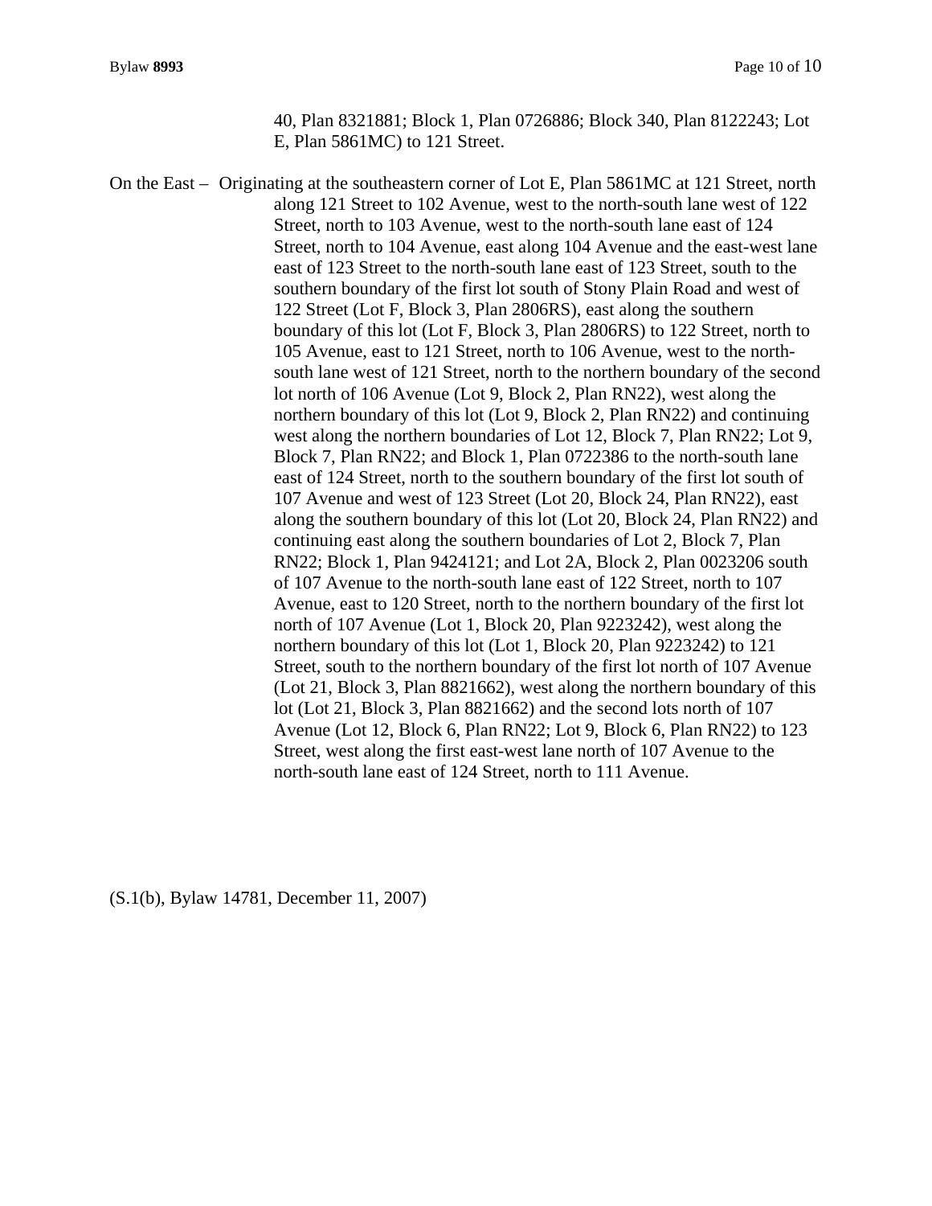40, Plan 8321881; Block 1, Plan 0726886; Block 340, Plan 8122243; Lot E, Plan 5861MC) to 121 Street.

On the East – Originating at the southeastern corner of Lot E, Plan 5861MC at 121 Street, north along 121 Street to 102 Avenue, west to the north-south lane west of 122 Street, north to 103 Avenue, west to the north-south lane east of 124 Street, north to 104 Avenue, east along 104 Avenue and the east-west lane east of 123 Street to the north-south lane east of 123 Street, south to the southern boundary of the first lot south of Stony Plain Road and west of 122 Street (Lot F, Block 3, Plan 2806RS), east along the southern boundary of this lot (Lot F, Block 3, Plan 2806RS) to 122 Street, north to 105 Avenue, east to 121 Street, north to 106 Avenue, west to the north-south lane west of 121 Street, north to the northern boundary of the second lot north of 106 Avenue (Lot 9, Block 2, Plan RN22), west along the northern boundary of this lot (Lot 9, Block 2, Plan RN22) and continuing west along the northern boundaries of Lot 12, Block 7, Plan RN22; Lot 9, Block 7, Plan RN22; and Block 1, Plan 0722386 to the north-south lane east of 124 Street, north to the southern boundary of the first lot south of 107 Avenue and west of 123 Street (Lot 20, Block 24, Plan RN22), east along the southern boundary of this lot (Lot 20, Block 24, Plan RN22) and continuing east along the southern boundaries of Lot 2, Block 7, Plan RN22; Block 1, Plan 9424121; and Lot 2A, Block 2, Plan 0023206 south of 107 Avenue to the north-south lane east of 122 Street, north to 107 Avenue, east to 120 Street, north to the northern boundary of the first lot north of 107 Avenue (Lot 1, Block 20, Plan 9223242), west along the northern boundary of this lot (Lot 1, Block 20, Plan 9223242) to 121 Street, south to the northern boundary of the first lot north of 107 Avenue (Lot 21, Block 3, Plan 8821662), west along the northern boundary of this lot (Lot 21, Block 3, Plan 8821662) and the second lots north of 107 Avenue (Lot 12, Block 6, Plan RN22; Lot 9, Block 6, Plan RN22) to 123 Street, west along the first east-west lane north of 107 Avenue to the north-south lane east of 124 Street, north to 111 Avenue.

(S.1(b), Bylaw 14781, December 11, 2007)